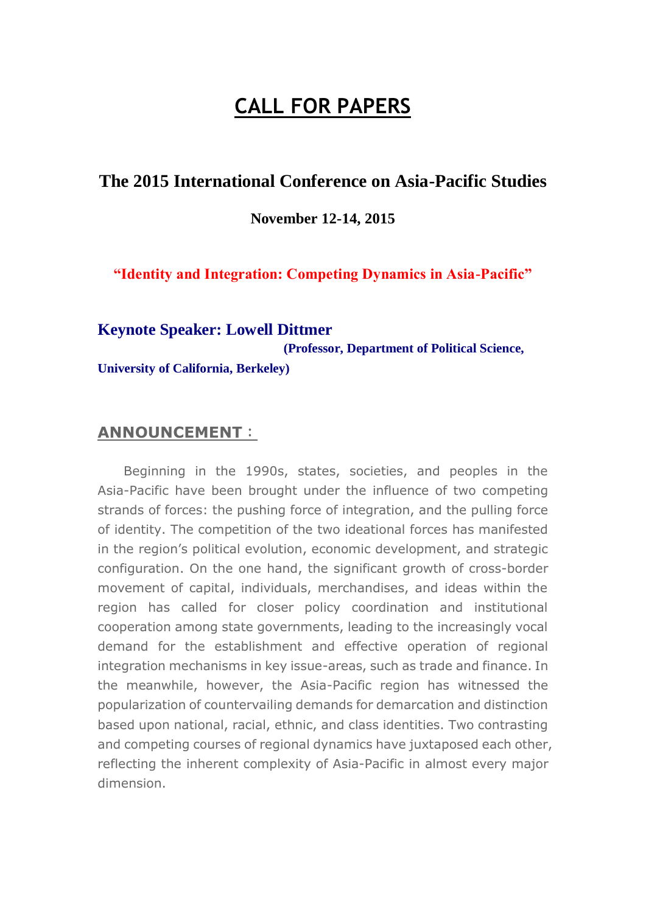# CALL FOR PAPERS

## The 2015 International Conference on Asia-Pacific Studies

**November 12-14, 2015**

**"Identity and Integration: Competing Dynamics in Asia-Pacific"**

**Keynote Speaker: Lowell Dittmer**

**(Professor, Department of Political Science, University of California, Berkeley)**

### ANNOUNCEMENT：

Beginning in the 1990s, states, societies, and peoples in the Asia-Pacific have been brought under the influence of two competing strands of forces: the pushing force of integration, and the pulling force of identity. The competition of the two ideational forces has manifested in the region's political evolution, economic development, and strategic configuration. On the one hand, the significant growth of cross-border movement of capital, individuals, merchandises, and ideas within the region has called for closer policy coordination and institutional cooperation among state governments, leading to the increasingly vocal demand for the establishment and effective operation of regional integration mechanisms in key issue-areas, such as trade and finance. In the meanwhile, however, the Asia-Pacific region has witnessed the popularization of countervailing demands for demarcation and distinction based upon national, racial, ethnic, and class identities. Two contrasting and competing courses of regional dynamics have juxtaposed each other, reflecting the inherent complexity of Asia-Pacific in almost every major dimension.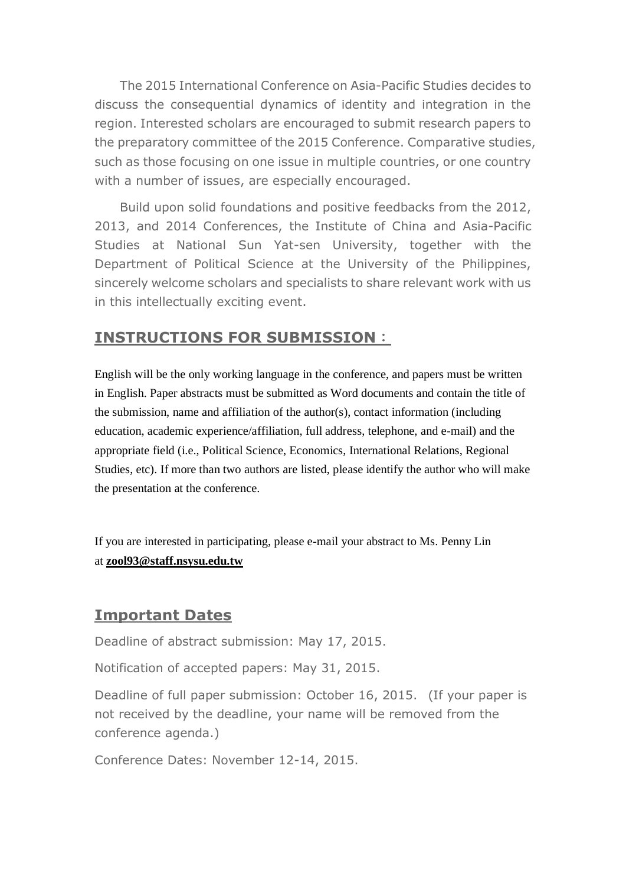The 2015 International Conference on Asia-Pacific Studies decides to discuss the consequential dynamics of identity and integration in the region. Interested scholars are encouraged to submit research papers to the preparatory committee of the 2015 Conference. Comparative studies, such as those focusing on one issue in multiple countries, or one country with a number of issues, are especially encouraged.

Build upon solid foundations and positive feedbacks from the 2012, 2013, and 2014 Conferences, the Institute of China and Asia-Pacific Studies at National Sun Yat-sen University, together with the Department of Political Science at the University of the Philippines, sincerely welcome scholars and specialists to share relevant work with us in this intellectually exciting event.

## INSTRUCTIONS FOR SUBMISSION：

English will be the only working language in the conference, and papers must be written in English. Paper abstracts must be submitted as Word documents and contain the title of the submission, name and affiliation of the author(s), contact information (including education, academic experience/affiliation, full address, telephone, and e-mail) and the appropriate field (i.e., Political Science, Economics, International Relations, Regional Studies, etc). If more than two authors are listed, please identify the author who will make the presentation at the conference.

If you are interested in participating, please e-mail your abstract to Ms. Penny Lin at **zool93@staff.nsysu.edu.tw**

## Important Dates

Deadline of abstract submission: May 17, 2015.

Notification of accepted papers: May 31, 2015.

Deadline of full paper submission: October 16, 2015. (If your paper is not received by the deadline, your name will be removed from the conference agenda.)

Conference Dates: November 12-14, 2015.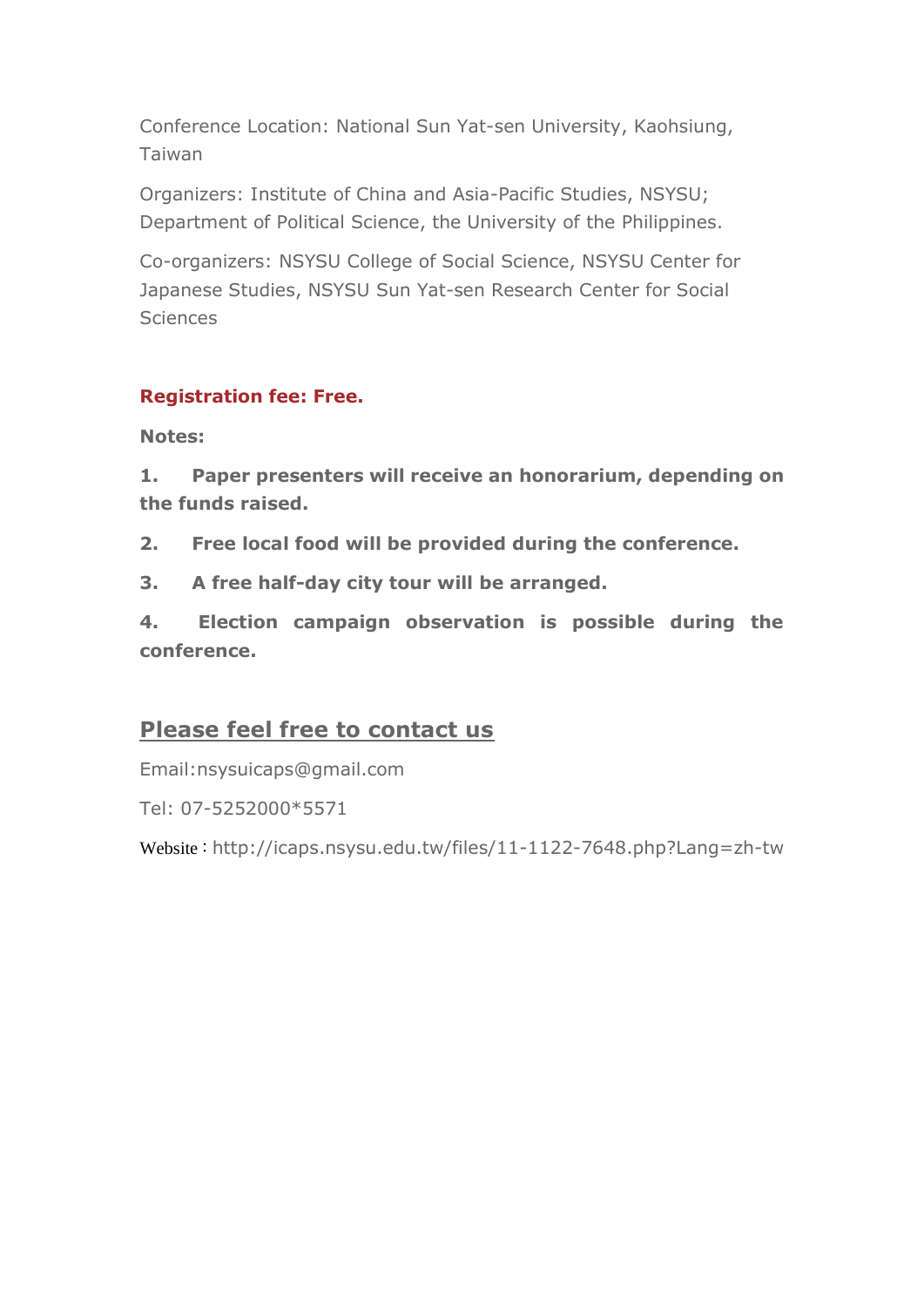Conference Location: National Sun Yat-sen University, Kaohsiung, Taiwan

Organizers: Institute of China and Asia-Pacific Studies, NSYSU; Department of Political Science, the University of the Philippines.

Co-organizers: NSYSU College of Social Science, NSYSU Center for Japanese Studies, NSYSU Sun Yat-sen Research Center for Social Sciences

**Registration fee: Free.**

**Notes:**

1. **Paper presenters will receive an honorarium, depending on the funds raised.**
2. **Free local food will be provided during the conference.**
3. **A free half-day city tour will be arranged.**
4. **Election campaign observation is possible during the conference.**

## Please feel free to contact us

Email:nsysuicaps@gmail.com

Tel: 07-5252000*5571

Website：http://icaps.nsysu.edu.tw/files/11-1122-7648.php?Lang=zh-tw